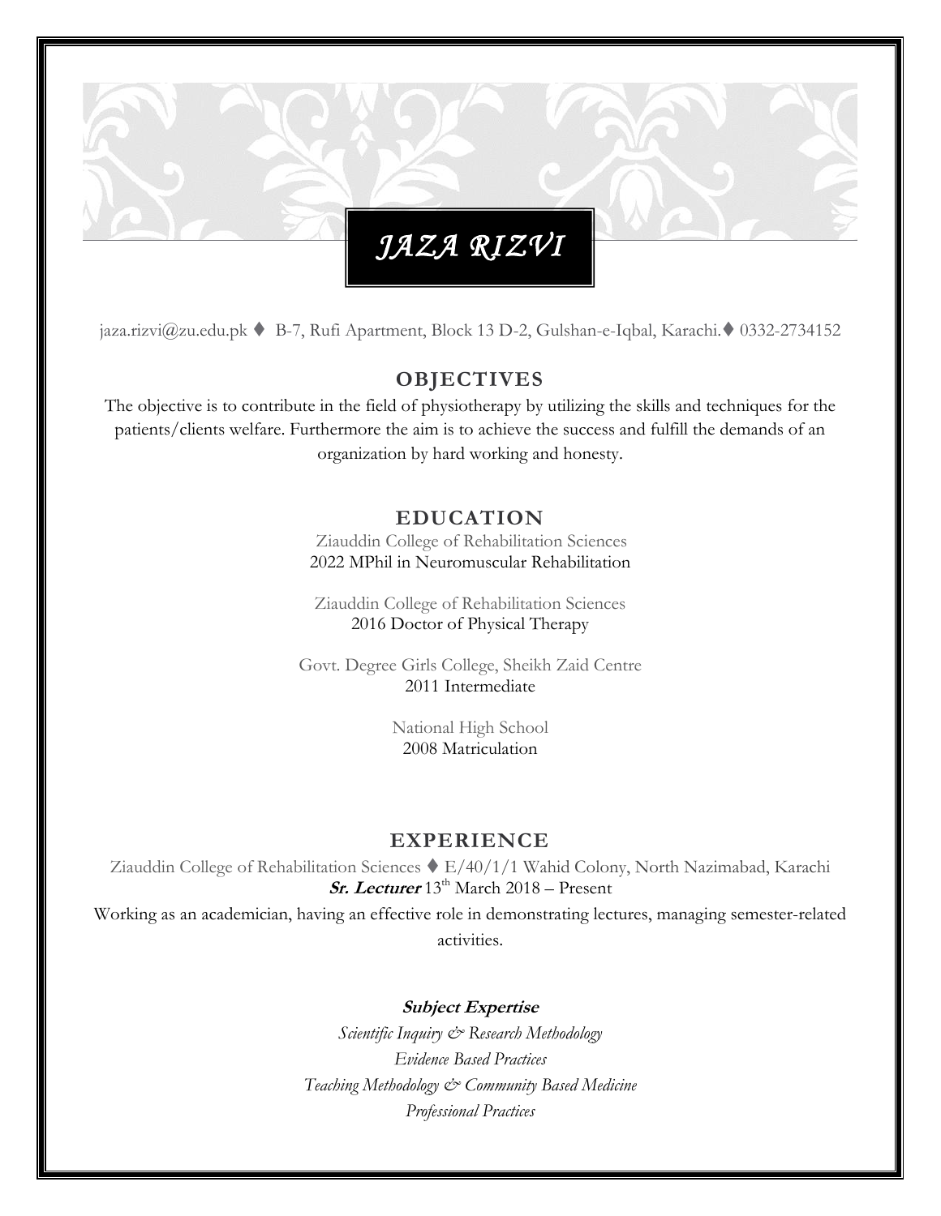# *JAZA RIZVI*

jaza.rizvi@zu.edu.pk ♦ B-7, Rufi Apartment, Block 13 D-2, Gulshan-e-Iqbal, Karachi.♦ 0332-2734152

## OBJECTIVES

The objective is to contribute in the field of physiotherapy by utilizing the skills and techniques for the patients/clients welfare. Furthermore the aim is to achieve the success and fulfill the demands of an organization by hard working and honesty.

## EDUCATION

Ziauddin College of Rehabilitation Sciences
2022 MPhil in Neuromuscular Rehabilitation

Ziauddin College of Rehabilitation Sciences
2016 Doctor of Physical Therapy

Govt. Degree Girls College, Sheikh Zaid Centre
2011 Intermediate

National High School
2008 Matriculation

## EXPERIENCE

Ziauddin College of Rehabilitation Sciences ♦ E/40/1/1 Wahid Colony, North Nazimabad, Karachi
***Sr. Lecturer*** 13th March 2018 – Present

Working as an academician, having an effective role in demonstrating lectures, managing semester-related activities.

***Subject Expertise***

*Scientific Inquiry & Research Methodology*
*Evidence Based Practices*
*Teaching Methodology & Community Based Medicine*
*Professional Practices*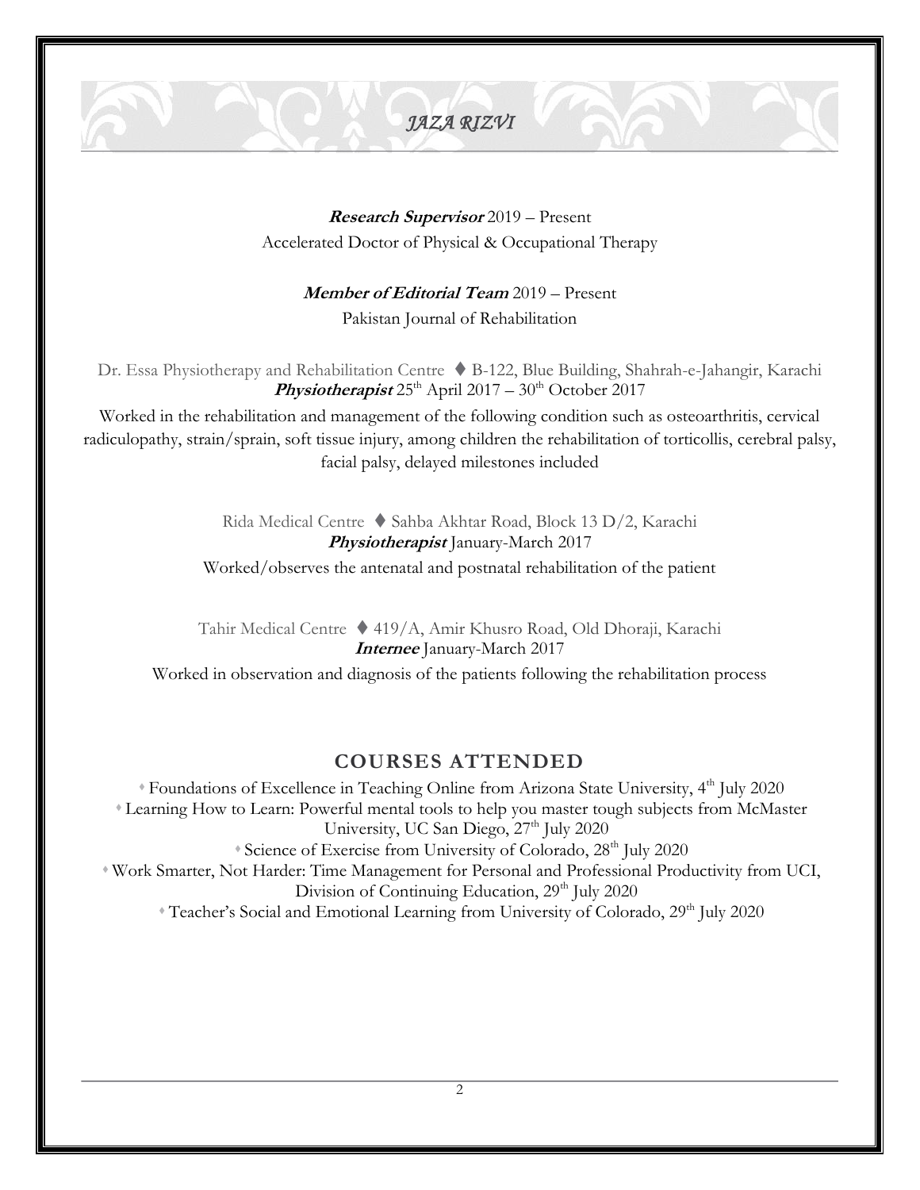**Research Supervisor** 2019 – Present
Accelerated Doctor of Physical & Occupational Therapy

**Member of Editorial Team** 2019 – Present
Pakistan Journal of Rehabilitation

Dr. Essa Physiotherapy and Rehabilitation Centre ♦ B-122, Blue Building, Shahrah-e-Jahangir, Karachi
**Physiotherapist** 25th April 2017 – 30th October 2017

Worked in the rehabilitation and management of the following condition such as osteoarthritis, cervical radiculopathy, strain/sprain, soft tissue injury, among children the rehabilitation of torticollis, cerebral palsy, facial palsy, delayed milestones included

Rida Medical Centre ♦ Sahba Akhtar Road, Block 13 D/2, Karachi
**Physiotherapist** January-March 2017

Worked/observes the antenatal and postnatal rehabilitation of the patient

Tahir Medical Centre ♦ 419/A, Amir Khusro Road, Old Dhoraji, Karachi
**Internee** January-March 2017

Worked in observation and diagnosis of the patients following the rehabilitation process

## COURSES ATTENDED

- Foundations of Excellence in Teaching Online from Arizona State University, 4th July 2020
- Learning How to Learn: Powerful mental tools to help you master tough subjects from McMaster University, UC San Diego, 27th July 2020
- Science of Exercise from University of Colorado, 28th July 2020
- Work Smarter, Not Harder: Time Management for Personal and Professional Productivity from UCI, Division of Continuing Education, 29th July 2020
- Teacher's Social and Emotional Learning from University of Colorado, 29th July 2020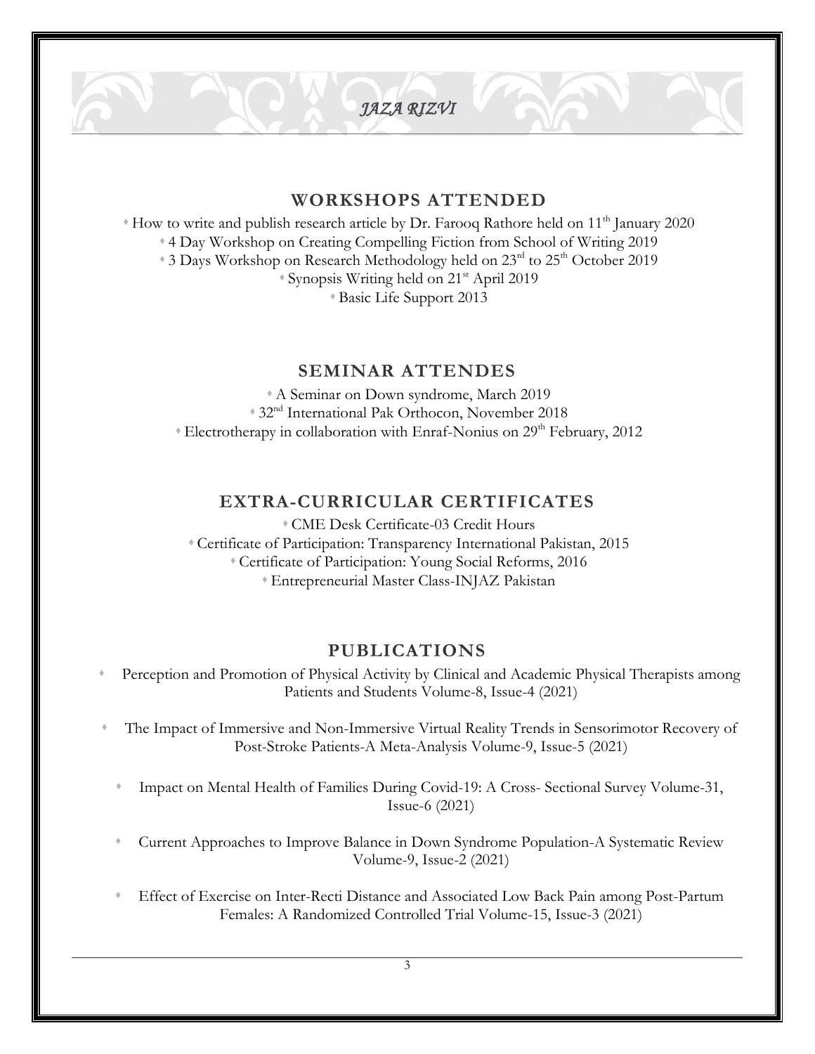## WORKSHOPS ATTENDED

- How to write and publish research article by Dr. Farooq Rathore held on 11th January 2020
- 4 Day Workshop on Creating Compelling Fiction from School of Writing 2019
- 3 Days Workshop on Research Methodology held on 23rd to 25th October 2019
- Synopsis Writing held on 21st April 2019
- Basic Life Support 2013

## SEMINAR ATTENDES

- A Seminar on Down syndrome, March 2019
- 32nd International Pak Orthocon, November 2018
- Electrotherapy in collaboration with Enraf-Nonius on 29th February, 2012

## EXTRA-CURRICULAR CERTIFICATES

- CME Desk Certificate-03 Credit Hours
- Certificate of Participation: Transparency International Pakistan, 2015
- Certificate of Participation: Young Social Reforms, 2016
- Entrepreneurial Master Class-INJAZ Pakistan

## PUBLICATIONS

- Perception and Promotion of Physical Activity by Clinical and Academic Physical Therapists among Patients and Students Volume-8, Issue-4 (2021)
- The Impact of Immersive and Non-Immersive Virtual Reality Trends in Sensorimotor Recovery of Post-Stroke Patients-A Meta-Analysis Volume-9, Issue-5 (2021)
- Impact on Mental Health of Families During Covid-19: A Cross- Sectional Survey Volume-31, Issue-6 (2021)
- Current Approaches to Improve Balance in Down Syndrome Population-A Systematic Review Volume-9, Issue-2 (2021)
- Effect of Exercise on Inter-Recti Distance and Associated Low Back Pain among Post-Partum Females: A Randomized Controlled Trial Volume-15, Issue-3 (2021)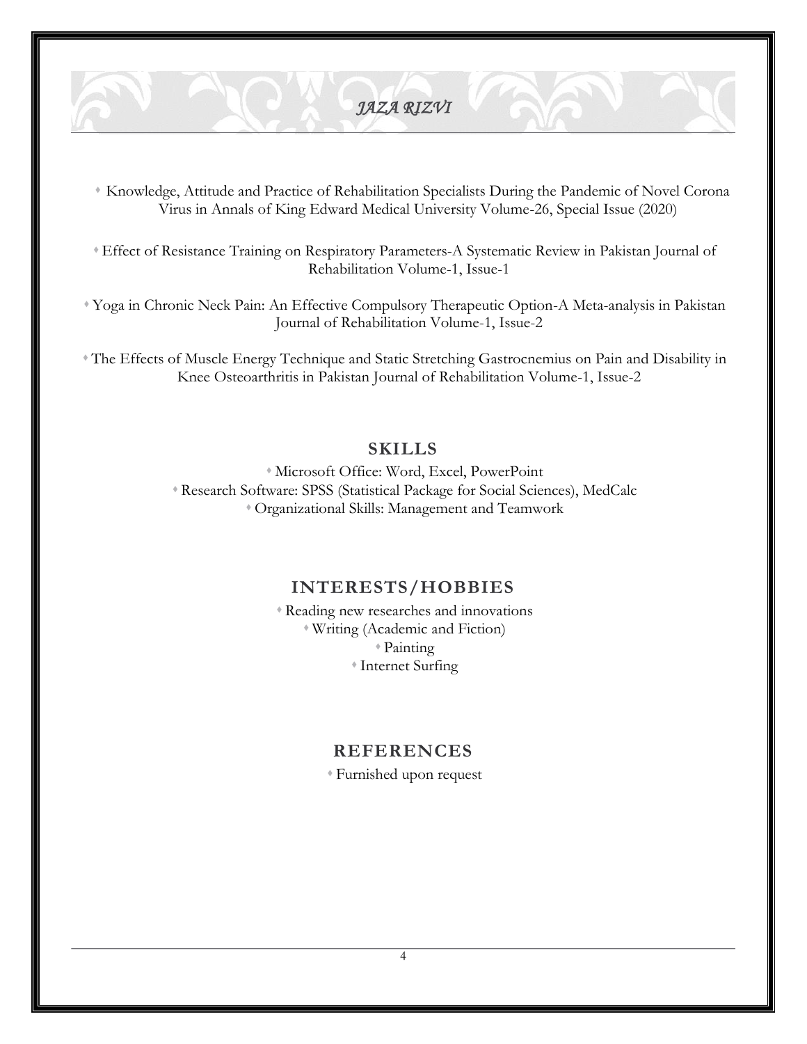- Knowledge, Attitude and Practice of Rehabilitation Specialists During the Pandemic of Novel Corona Virus in Annals of King Edward Medical University Volume-26, Special Issue (2020)
- Effect of Resistance Training on Respiratory Parameters-A Systematic Review in Pakistan Journal of Rehabilitation Volume-1, Issue-1
- Yoga in Chronic Neck Pain: An Effective Compulsory Therapeutic Option-A Meta-analysis in Pakistan Journal of Rehabilitation Volume-1, Issue-2
- The Effects of Muscle Energy Technique and Static Stretching Gastrocnemius on Pain and Disability in Knee Osteoarthritis in Pakistan Journal of Rehabilitation Volume-1, Issue-2

## SKILLS

- Microsoft Office: Word, Excel, PowerPoint
- Research Software: SPSS (Statistical Package for Social Sciences), MedCalc
- Organizational Skills: Management and Teamwork

## INTERESTS/HOBBIES

- Reading new researches and innovations
- Writing (Academic and Fiction)
- Painting
- Internet Surfing

## REFERENCES

- Furnished upon request